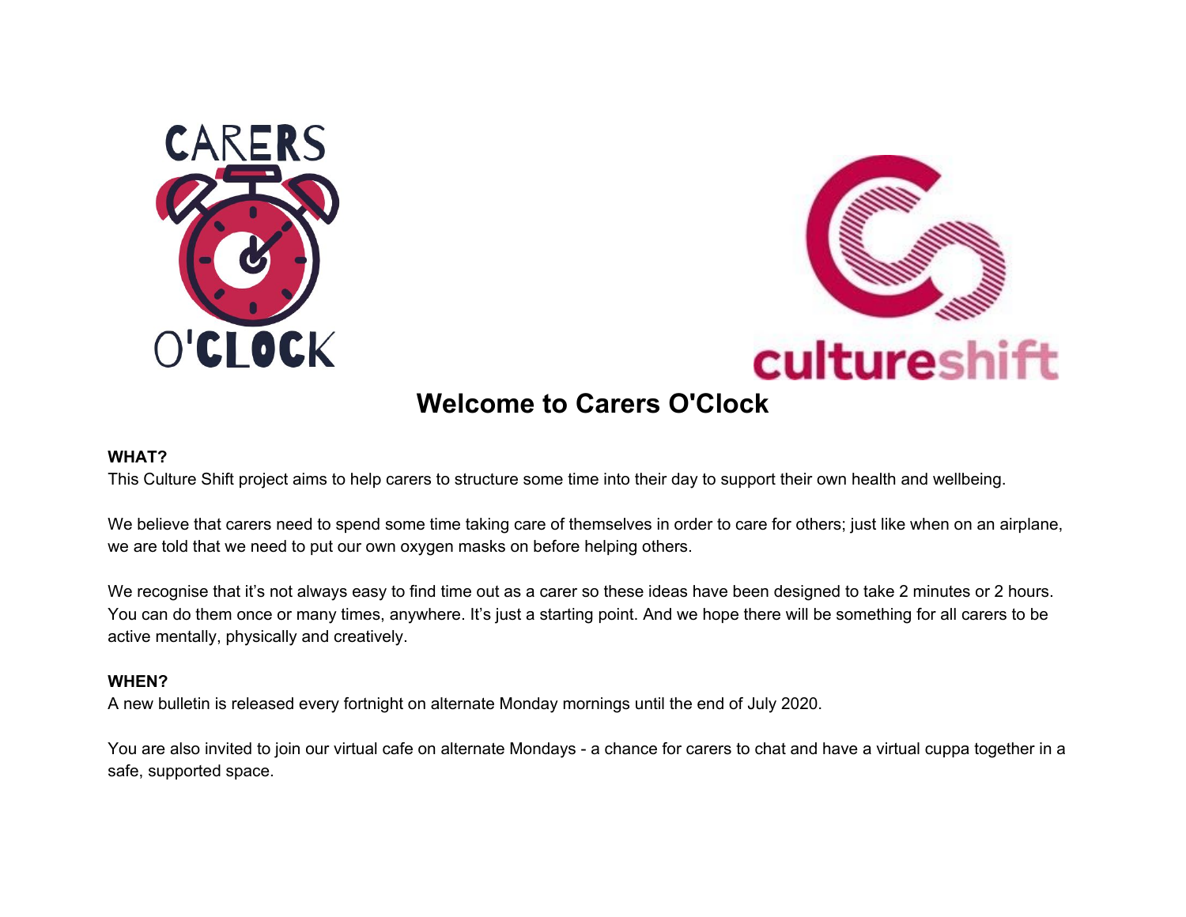CARERS O'CLOCK

cultureshift

# Welcome to Carers O'Clock

**WHAT?**

This Culture Shift project aims to help carers to structure some time into their day to support their own health and wellbeing.

We believe that carers need to spend some time taking care of themselves in order to care for others; just like when on an airplane, we are told that we need to put our own oxygen masks on before helping others.

We recognise that it's not always easy to find time out as a carer so these ideas have been designed to take 2 minutes or 2 hours. You can do them once or many times, anywhere. It's just a starting point. And we hope there will be something for all carers to be active mentally, physically and creatively.

**WHEN?**

A new bulletin is released every fortnight on alternate Monday mornings until the end of July 2020.

You are also invited to join our virtual cafe on alternate Mondays - a chance for carers to chat and have a virtual cuppa together in a safe, supported space.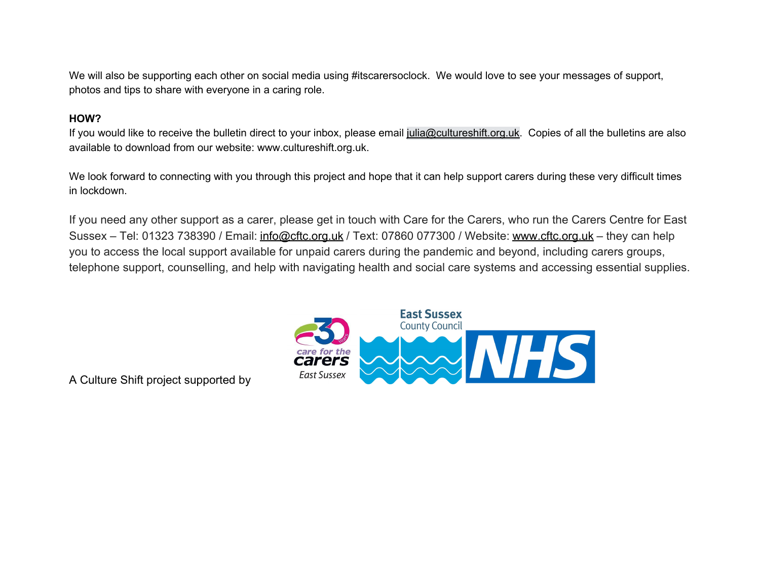We will also be supporting each other on social media using #itscarersoclock. We would love to see your messages of support, photos and tips to share with everyone in a caring role.

**HOW?**

If you would like to receive the bulletin direct to your inbox, please email julia@cultureshift.org.uk. Copies of all the bulletins are also available to download from our website: www.cultureshift.org.uk.

We look forward to connecting with you through this project and hope that it can help support carers during these very difficult times in lockdown.

If you need any other support as a carer, please get in touch with Care for the Carers, who run the Carers Centre for East Sussex – Tel: 01323 738390 / Email: info@cftc.org.uk / Text: 07860 077300 / Website: www.cftc.org.uk – they can help you to access the local support available for unpaid carers during the pandemic and beyond, including carers groups, telephone support, counselling, and help with navigating health and social care systems and accessing essential supplies.

A Culture Shift project supported by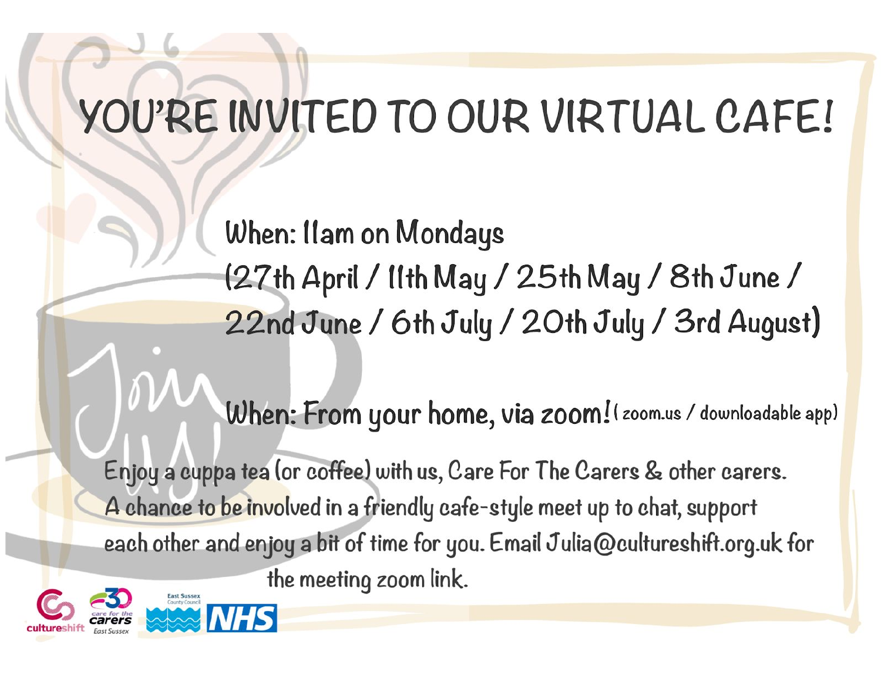# YOU'RE INVITED TO OUR VIRTUAL CAFE!

When: 11am on Mondays
(27th April / 11th May / 25th May / 8th June /
22nd June / 6th July / 20th July / 3rd August)

When: From your home, via zoom! (zoom.us / downloadable app)

Enjoy a cuppa tea (or coffee) with us, Care For The Carers & other carers.
A chance to be involved in a friendly cafe-style meet up to chat, support each other and enjoy a bit of time for you. Email Julia@cultureshift.org.uk for the meeting zoom link.

cultureshift | care for the carers East Sussex | East Sussex County Council | NHS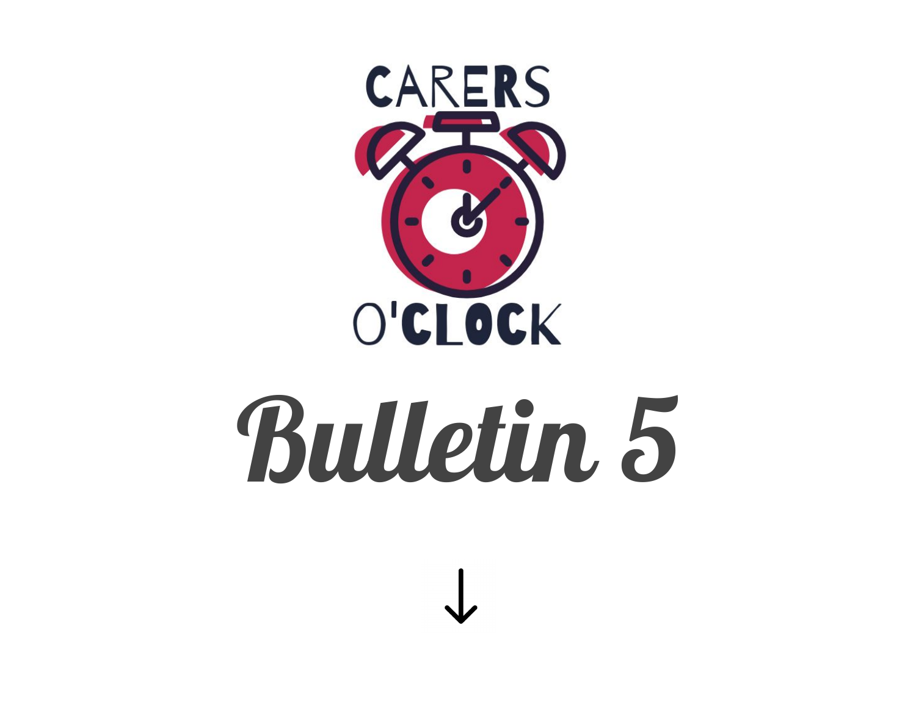CARERS O'CLOCK

# Bulletin 5

↓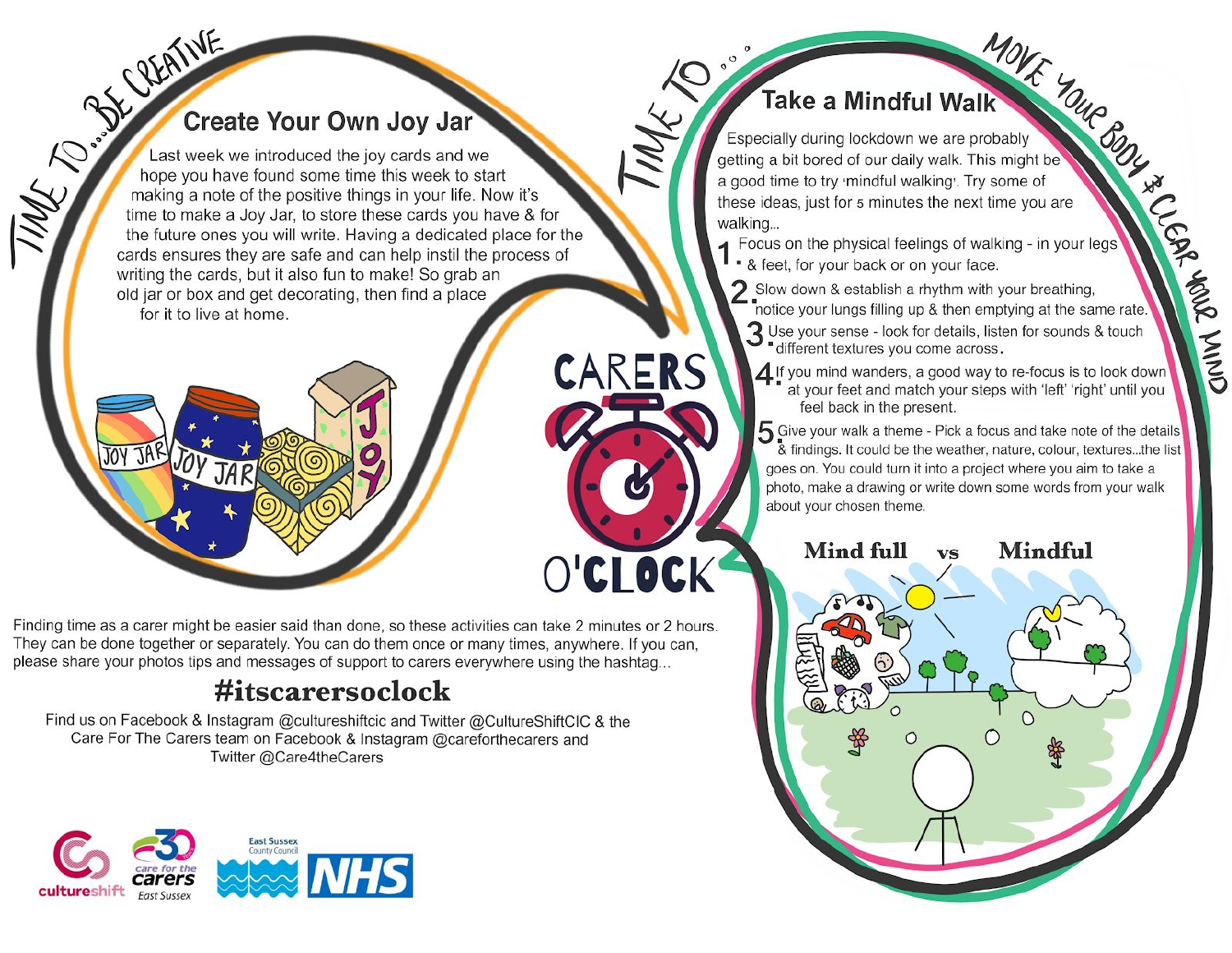TIME TO... BE CREATIVE

## Create Your Own Joy Jar

Last week we introduced the joy cards and we hope you have found some time this week to start making a note of the positive things in your life. Now it's time to make a Joy Jar, to store these cards you have & for the future ones you will write. Having a dedicated place for the cards ensures they are safe and can help instil the process of writing the cards, but it also fun to make! So grab an old jar or box and get decorating, then find a place for it to live at home.

JOY JAR JOY JAR JOY

CARERS O'CLOCK

TIME TO... MOVE YOUR BODY & CLEAR YOUR MIND

## Take a Mindful Walk

Especially during lockdown we are probably getting a bit bored of our daily walk. This might be a good time to try 'mindful walking'. Try some of these ideas, just for 5 minutes the next time you are walking...

1. Focus on the physical feelings of walking - in your legs & feet, for your back or on your face.
2. Slow down & establish a rhythm with your breathing, notice your lungs filling up & then emptying at the same rate.
3. Use your sense - look for details, listen for sounds & touch different textures you come across.
4. If you mind wanders, a good way to re-focus is to look down at your feet and match your steps with 'left' 'right' until you feel back in the present.
5. Give your walk a theme - Pick a focus and take note of the details & findings. It could be the weather, nature, colour, textures...the list goes on. You could turn it into a project where you aim to take a photo, make a drawing or write down some words from your walk about your chosen theme.

Mind full vs Mindful

Finding time as a carer might be easier said than done, so these activities can take 2 minutes or 2 hours. They can be done together or separately. You can do them once or many times, anywhere. If you can, please share your photos tips and messages of support to carers everywhere using the hashtag...

## #itscarersoclock

Find us on Facebook & Instagram @cultureshiftcic and Twitter @CultureShiftCIC & the Care For The Carers team on Facebook & Instagram @careforthecarers and Twitter @Care4theCarers

cultureshift | care for the carers East Sussex | East Sussex County Council | NHS